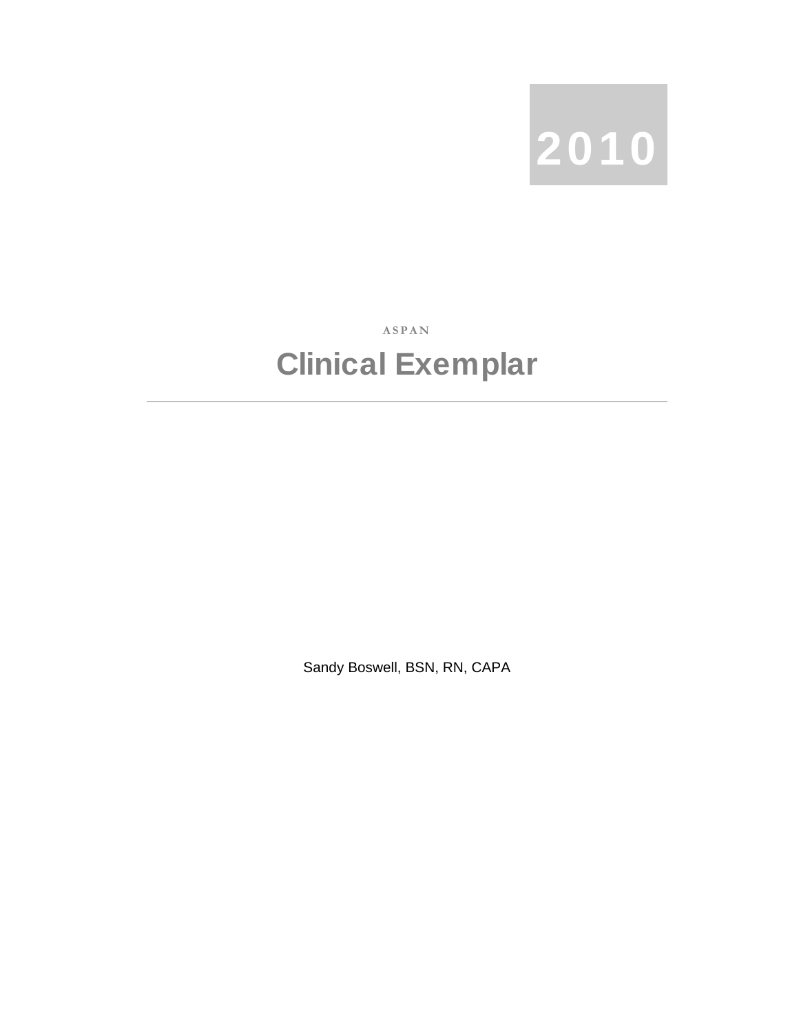2010

ASPAN

# Clinical Exemplar

---

Sandy Boswell, BSN, RN, CAPA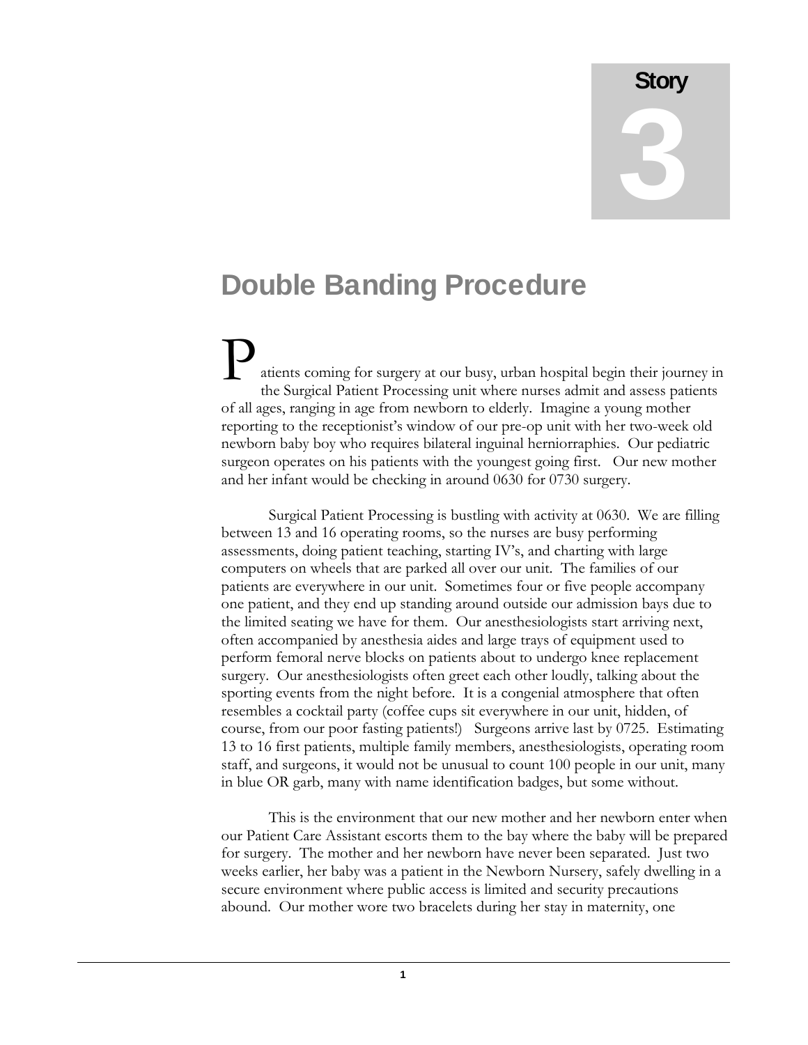# Story 3

## Double Banding Procedure

Patients coming for surgery at our busy, urban hospital begin their journey in the Surgical Patient Processing unit where nurses admit and assess patients of all ages, ranging in age from newborn to elderly. Imagine a young mother reporting to the receptionist's window of our pre-op unit with her two-week old newborn baby boy who requires bilateral inguinal herniorraphies. Our pediatric surgeon operates on his patients with the youngest going first. Our new mother and her infant would be checking in around 0630 for 0730 surgery.

Surgical Patient Processing is bustling with activity at 0630. We are filling between 13 and 16 operating rooms, so the nurses are busy performing assessments, doing patient teaching, starting IV's, and charting with large computers on wheels that are parked all over our unit. The families of our patients are everywhere in our unit. Sometimes four or five people accompany one patient, and they end up standing around outside our admission bays due to the limited seating we have for them. Our anesthesiologists start arriving next, often accompanied by anesthesia aides and large trays of equipment used to perform femoral nerve blocks on patients about to undergo knee replacement surgery. Our anesthesiologists often greet each other loudly, talking about the sporting events from the night before. It is a congenial atmosphere that often resembles a cocktail party (coffee cups sit everywhere in our unit, hidden, of course, from our poor fasting patients!) Surgeons arrive last by 0725. Estimating 13 to 16 first patients, multiple family members, anesthesiologists, operating room staff, and surgeons, it would not be unusual to count 100 people in our unit, many in blue OR garb, many with name identification badges, but some without.

This is the environment that our new mother and her newborn enter when our Patient Care Assistant escorts them to the bay where the baby will be prepared for surgery. The mother and her newborn have never been separated. Just two weeks earlier, her baby was a patient in the Newborn Nursery, safely dwelling in a secure environment where public access is limited and security precautions abound. Our mother wore two bracelets during her stay in maternity, one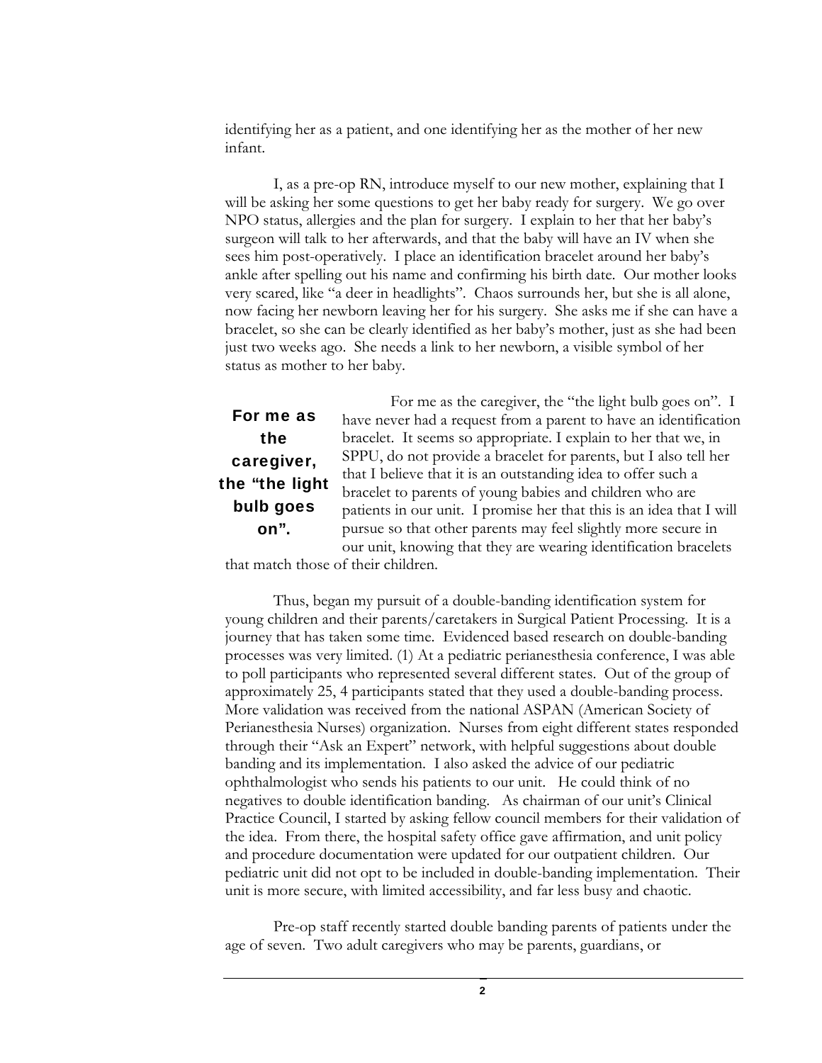identifying her as a patient, and one identifying her as the mother of her new infant.

I, as a pre-op RN, introduce myself to our new mother, explaining that I will be asking her some questions to get her baby ready for surgery. We go over NPO status, allergies and the plan for surgery. I explain to her that her baby's surgeon will talk to her afterwards, and that the baby will have an IV when she sees him post-operatively. I place an identification bracelet around her baby's ankle after spelling out his name and confirming his birth date. Our mother looks very scared, like "a deer in headlights". Chaos surrounds her, but she is all alone, now facing her newborn leaving her for his surgery. She asks me if she can have a bracelet, so she can be clearly identified as her baby's mother, just as she had been just two weeks ago. She needs a link to her newborn, a visible symbol of her status as mother to her baby.

**For me as the caregiver, the "the light bulb goes on".**

For me as the caregiver, the "the light bulb goes on". I have never had a request from a parent to have an identification bracelet. It seems so appropriate. I explain to her that we, in SPPU, do not provide a bracelet for parents, but I also tell her that I believe that it is an outstanding idea to offer such a bracelet to parents of young babies and children who are patients in our unit. I promise her that this is an idea that I will pursue so that other parents may feel slightly more secure in our unit, knowing that they are wearing identification bracelets that match those of their children.

Thus, began my pursuit of a double-banding identification system for young children and their parents/caretakers in Surgical Patient Processing. It is a journey that has taken some time. Evidenced based research on double-banding processes was very limited. (1) At a pediatric perianesthesia conference, I was able to poll participants who represented several different states. Out of the group of approximately 25, 4 participants stated that they used a double-banding process. More validation was received from the national ASPAN (American Society of Perianesthesia Nurses) organization. Nurses from eight different states responded through their "Ask an Expert" network, with helpful suggestions about double banding and its implementation. I also asked the advice of our pediatric ophthalmologist who sends his patients to our unit. He could think of no negatives to double identification banding. As chairman of our unit's Clinical Practice Council, I started by asking fellow council members for their validation of the idea. From there, the hospital safety office gave affirmation, and unit policy and procedure documentation were updated for our outpatient children. Our pediatric unit did not opt to be included in double-banding implementation. Their unit is more secure, with limited accessibility, and far less busy and chaotic.

Pre-op staff recently started double banding parents of patients under the age of seven. Two adult caregivers who may be parents, guardians, or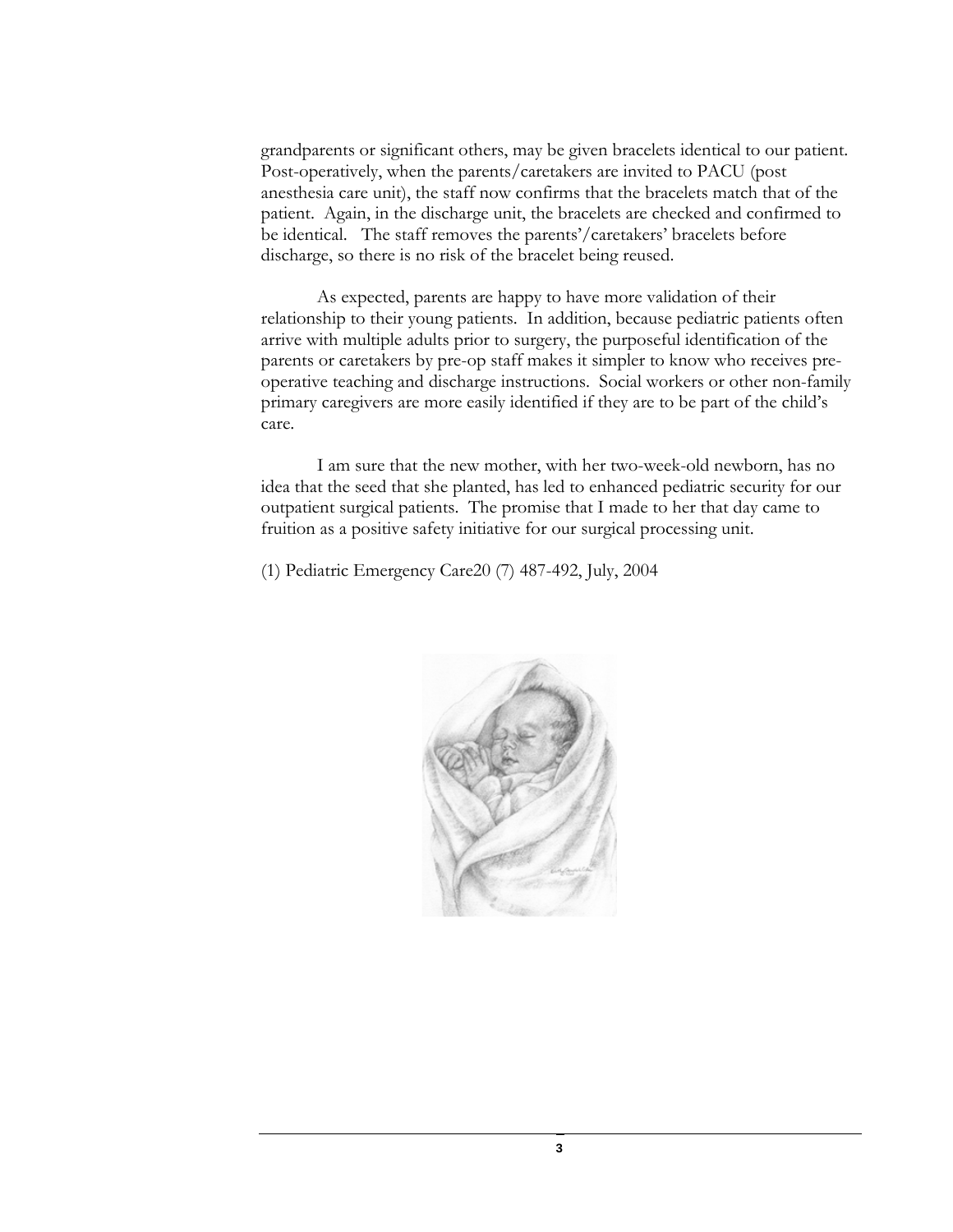grandparents or significant others, may be given bracelets identical to our patient. Post-operatively, when the parents/caretakers are invited to PACU (post anesthesia care unit), the staff now confirms that the bracelets match that of the patient. Again, in the discharge unit, the bracelets are checked and confirmed to be identical. The staff removes the parents'/caretakers' bracelets before discharge, so there is no risk of the bracelet being reused.

As expected, parents are happy to have more validation of their relationship to their young patients. In addition, because pediatric patients often arrive with multiple adults prior to surgery, the purposeful identification of the parents or caretakers by pre-op staff makes it simpler to know who receives pre-operative teaching and discharge instructions. Social workers or other non-family primary caregivers are more easily identified if they are to be part of the child's care.

I am sure that the new mother, with her two-week-old newborn, has no idea that the seed that she planted, has led to enhanced pediatric security for our outpatient surgical patients. The promise that I made to her that day came to fruition as a positive safety initiative for our surgical processing unit.

(1) Pediatric Emergency Care20 (7) 487-492, July, 2004